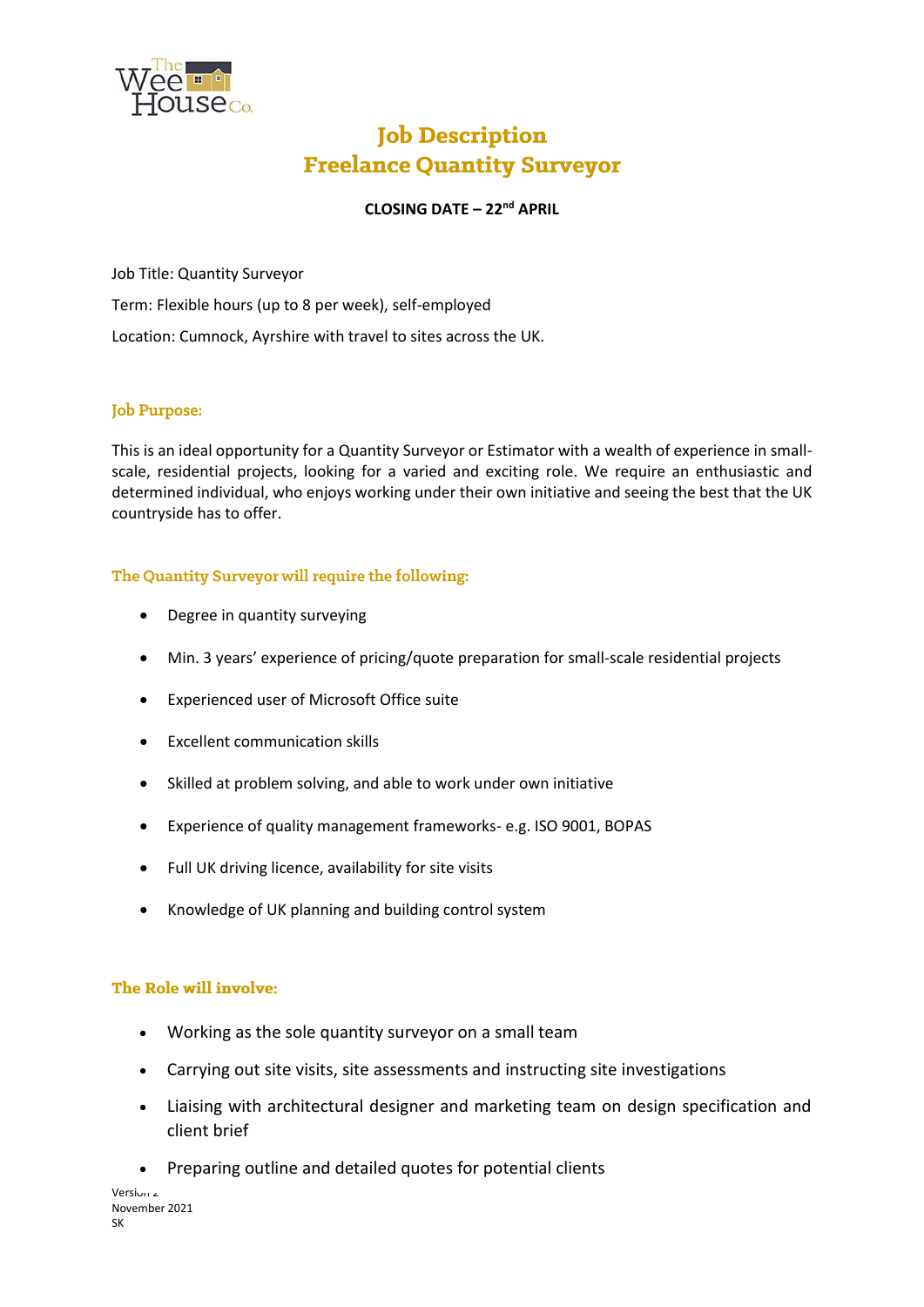# Job Description
# Freelance Quantity Surveyor

**CLOSING DATE – 22nd APRIL**

Job Title: Quantity Surveyor

Term: Flexible hours (up to 8 per week), self-employed

Location: Cumnock, Ayrshire with travel to sites across the UK.

## Job Purpose:

This is an ideal opportunity for a Quantity Surveyor or Estimator with a wealth of experience in small-scale, residential projects, looking for a varied and exciting role. We require an enthusiastic and determined individual, who enjoys working under their own initiative and seeing the best that the UK countryside has to offer.

## The Quantity Surveyor will require the following:

- Degree in quantity surveying
- Min. 3 years' experience of pricing/quote preparation for small-scale residential projects
- Experienced user of Microsoft Office suite
- Excellent communication skills
- Skilled at problem solving, and able to work under own initiative
- Experience of quality management frameworks- e.g. ISO 9001, BOPAS
- Full UK driving licence, availability for site visits
- Knowledge of UK planning and building control system

## The Role will involve:

- Working as the sole quantity surveyor on a small team
- Carrying out site visits, site assessments and instructing site investigations
- Liaising with architectural designer and marketing team on design specification and client brief
- Preparing outline and detailed quotes for potential clients

Version 2
November 2021
SK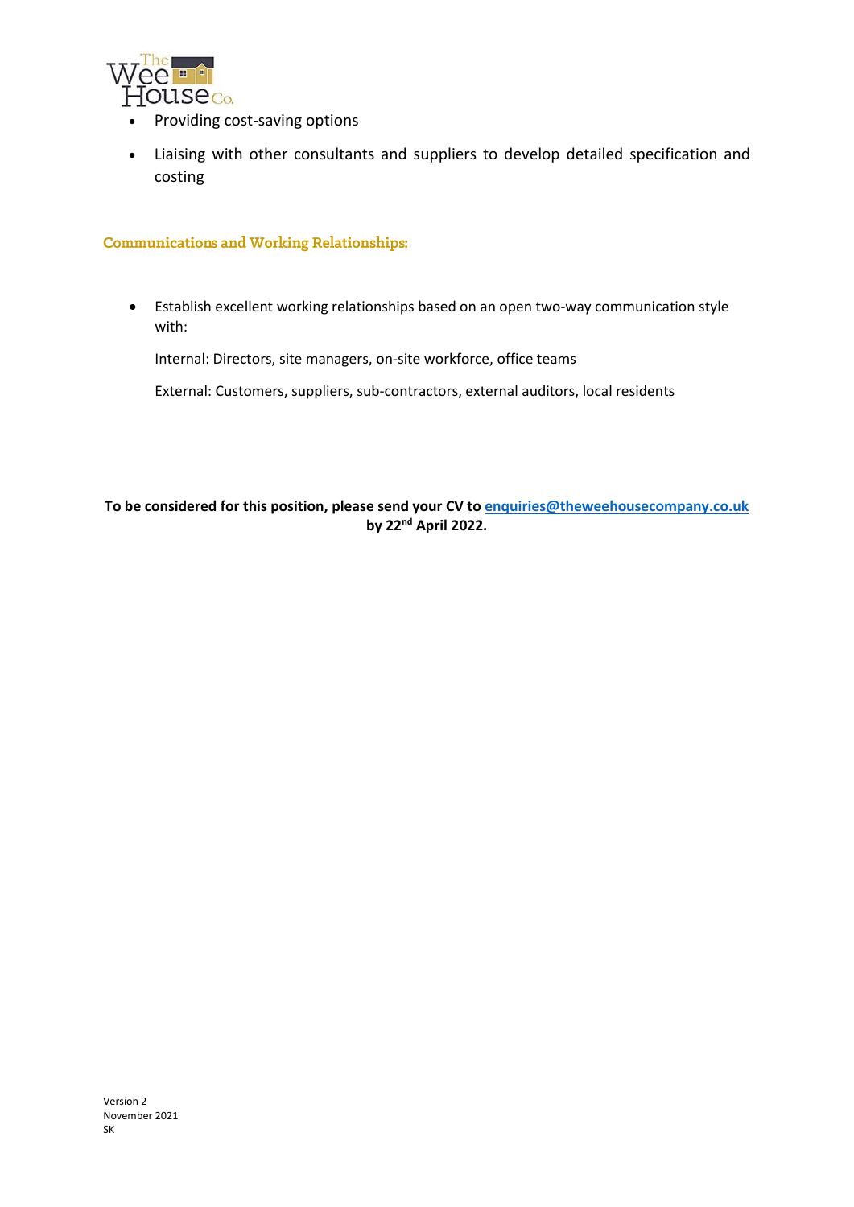- Providing cost-saving options
- Liaising with other consultants and suppliers to develop detailed specification and costing

## Communications and Working Relationships:

- Establish excellent working relationships based on an open two-way communication style with:

  Internal: Directors, site managers, on-site workforce, office teams

  External: Customers, suppliers, sub-contractors, external auditors, local residents

**To be considered for this position, please send your CV to [enquiries@theweehousecompany.co.uk](mailto:enquiries@theweehousecompany.co.uk) by 22nd April 2022.**

Version 2
November 2021
SK